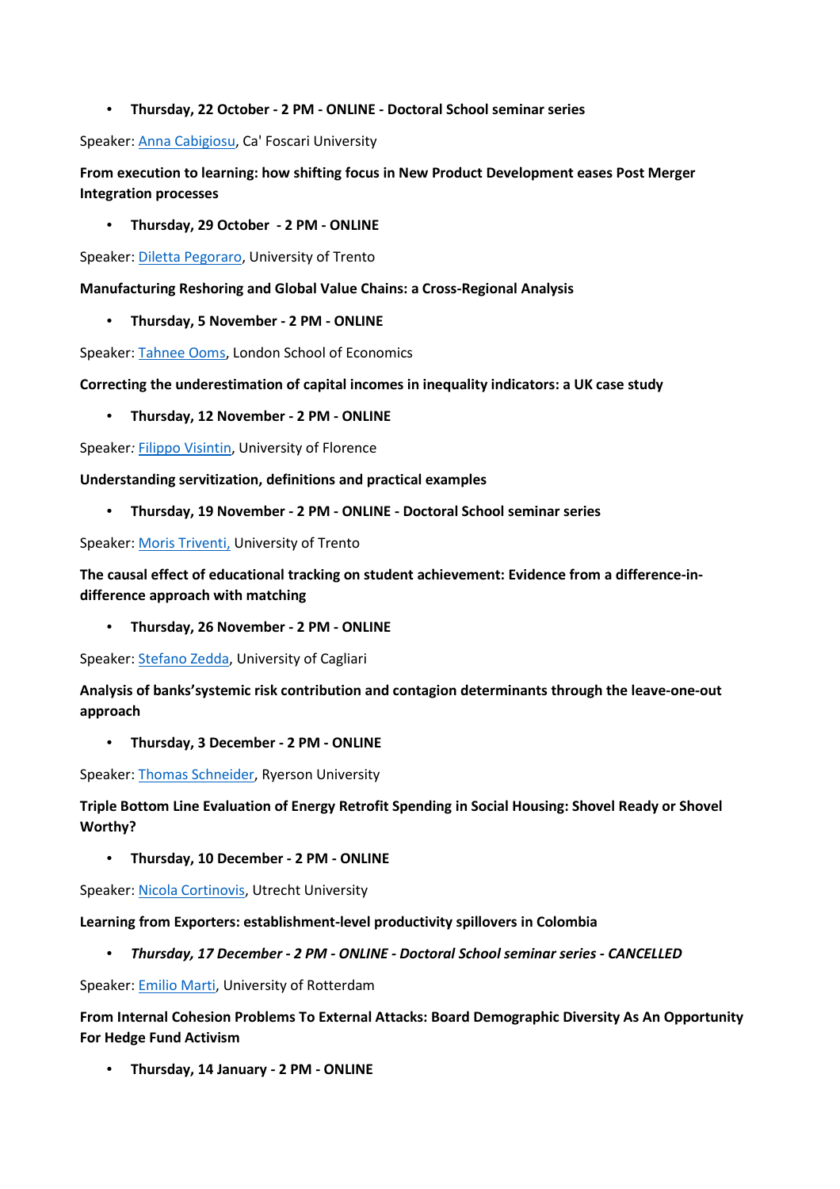- **Thursday, 22 October - 2 PM - ONLINE - Doctoral School seminar series**

Speaker: Anna Cabigiosu, Ca' Foscari University

**From execution to learning: how shifting focus in New Product Development eases Post Merger Integration processes**

- **Thursday, 29 October - 2 PM - ONLINE**

Speaker: Diletta Pegoraro, University of Trento

**Manufacturing Reshoring and Global Value Chains: a Cross-Regional Analysis**

- **Thursday, 5 November - 2 PM - ONLINE**

Speaker: Tahnee Ooms, London School of Economics

**Correcting the underestimation of capital incomes in inequality indicators: a UK case study**

- **Thursday, 12 November - 2 PM - ONLINE**

Speaker*:* Filippo Visintin, University of Florence

**Understanding servitization, definitions and practical examples**

- **Thursday, 19 November - 2 PM - ONLINE - Doctoral School seminar series**

Speaker: Moris Triventi, University of Trento

**The causal effect of educational tracking on student achievement: Evidence from a difference-in-difference approach with matching**

- **Thursday, 26 November - 2 PM - ONLINE**

Speaker: Stefano Zedda, University of Cagliari

**Analysis of banks'systemic risk contribution and contagion determinants through the leave-one-out approach**

- **Thursday, 3 December - 2 PM - ONLINE**

Speaker: Thomas Schneider, Ryerson University

**Triple Bottom Line Evaluation of Energy Retrofit Spending in Social Housing: Shovel Ready or Shovel Worthy?**

- **Thursday, 10 December - 2 PM - ONLINE**

Speaker: Nicola Cortinovis, Utrecht University

**Learning from Exporters: establishment-level productivity spillovers in Colombia**

- ***Thursday, 17 December - 2 PM - ONLINE - Doctoral School seminar series - CANCELLED***

Speaker: Emilio Marti, University of Rotterdam

**From Internal Cohesion Problems To External Attacks: Board Demographic Diversity As An Opportunity For Hedge Fund Activism**

- **Thursday, 14 January - 2 PM - ONLINE**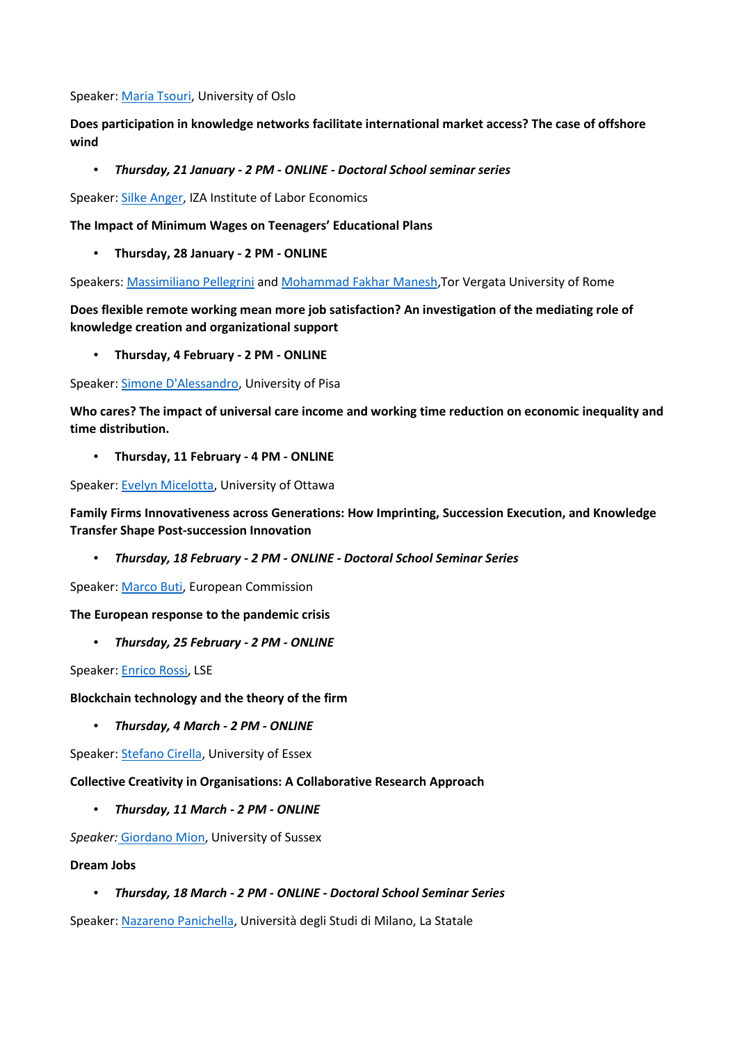Speaker: Maria Tsouri, University of Oslo

**Does participation in knowledge networks facilitate international market access? The case of offshore wind**

- ***Thursday, 21 January - 2 PM - ONLINE - Doctoral School seminar series***

Speaker: Silke Anger, IZA Institute of Labor Economics

**The Impact of Minimum Wages on Teenagers' Educational Plans**

- **Thursday, 28 January - 2 PM - ONLINE**

Speakers: Massimiliano Pellegrini and Mohammad Fakhar Manesh,Tor Vergata University of Rome

**Does flexible remote working mean more job satisfaction? An investigation of the mediating role of knowledge creation and organizational support**

- **Thursday, 4 February - 2 PM - ONLINE**

Speaker: Simone D'Alessandro, University of Pisa

**Who cares? The impact of universal care income and working time reduction on economic inequality and time distribution.**

- **Thursday, 11 February - 4 PM - ONLINE**

Speaker: Evelyn Micelotta, University of Ottawa

**Family Firms Innovativeness across Generations: How Imprinting, Succession Execution, and Knowledge Transfer Shape Post-succession Innovation**

- ***Thursday, 18 February - 2 PM - ONLINE - Doctoral School Seminar Series***

Speaker: Marco Buti, European Commission

**The European response to the pandemic crisis**

- ***Thursday, 25 February - 2 PM - ONLINE***

Speaker: Enrico Rossi, LSE

**Blockchain technology and the theory of the firm**

- ***Thursday, 4 March - 2 PM - ONLINE***

Speaker: Stefano Cirella, University of Essex

**Collective Creativity in Organisations: A Collaborative Research Approach**

- ***Thursday, 11 March - 2 PM - ONLINE***

*Speaker:* Giordano Mion, University of Sussex

**Dream Jobs**

- ***Thursday, 18 March - 2 PM - ONLINE - Doctoral School Seminar Series***

Speaker: Nazareno Panichella, Università degli Studi di Milano, La Statale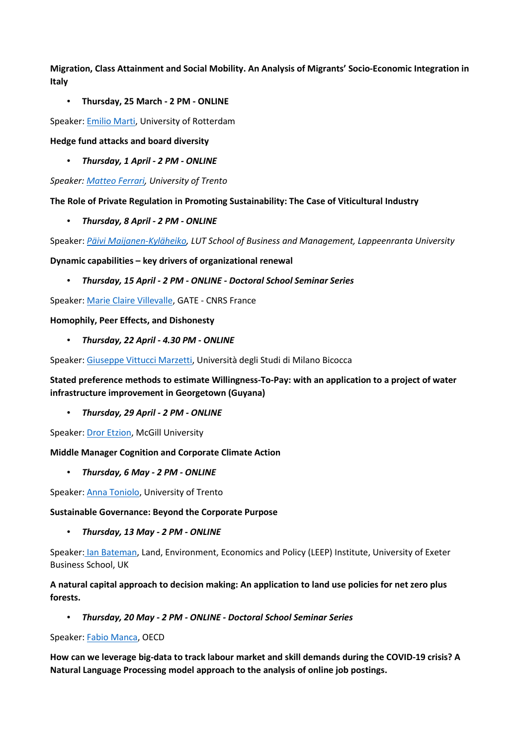**Migration, Class Attainment and Social Mobility. An Analysis of Migrants' Socio-Economic Integration in Italy**

- **Thursday, 25 March - 2 PM - ONLINE**

Speaker: Emilio Marti, University of Rotterdam

**Hedge fund attacks and board diversity**

- ***Thursday, 1 April - 2 PM - ONLINE***

*Speaker: Matteo Ferrari, University of Trento*

**The Role of Private Regulation in Promoting Sustainability: The Case of Viticultural Industry**

- ***Thursday, 8 April - 2 PM - ONLINE***

Speaker: *Päivi Maijanen-Kyläheiko, LUT School of Business and Management, Lappeenranta University*

**Dynamic capabilities – key drivers of organizational renewal**

- ***Thursday, 15 April - 2 PM - ONLINE - Doctoral School Seminar Series***

Speaker: Marie Claire Villevalle, GATE - CNRS France

**Homophily, Peer Effects, and Dishonesty**

- ***Thursday, 22 April - 4.30 PM - ONLINE***

Speaker: Giuseppe Vittucci Marzetti, Università degli Studi di Milano Bicocca

**Stated preference methods to estimate Willingness-To-Pay: with an application to a project of water infrastructure improvement in Georgetown (Guyana)**

- ***Thursday, 29 April - 2 PM - ONLINE***

Speaker: Dror Etzion, McGill University

**Middle Manager Cognition and Corporate Climate Action**

- ***Thursday, 6 May - 2 PM - ONLINE***

Speaker: Anna Toniolo, University of Trento

**Sustainable Governance: Beyond the Corporate Purpose**

- ***Thursday, 13 May - 2 PM - ONLINE***

Speaker: Ian Bateman, Land, Environment, Economics and Policy (LEEP) Institute, University of Exeter Business School, UK

**A natural capital approach to decision making: An application to land use policies for net zero plus forests.**

- ***Thursday, 20 May - 2 PM - ONLINE - Doctoral School Seminar Series***

Speaker: Fabio Manca, OECD

**How can we leverage big-data to track labour market and skill demands during the COVID-19 crisis? A Natural Language Processing model approach to the analysis of online job postings.**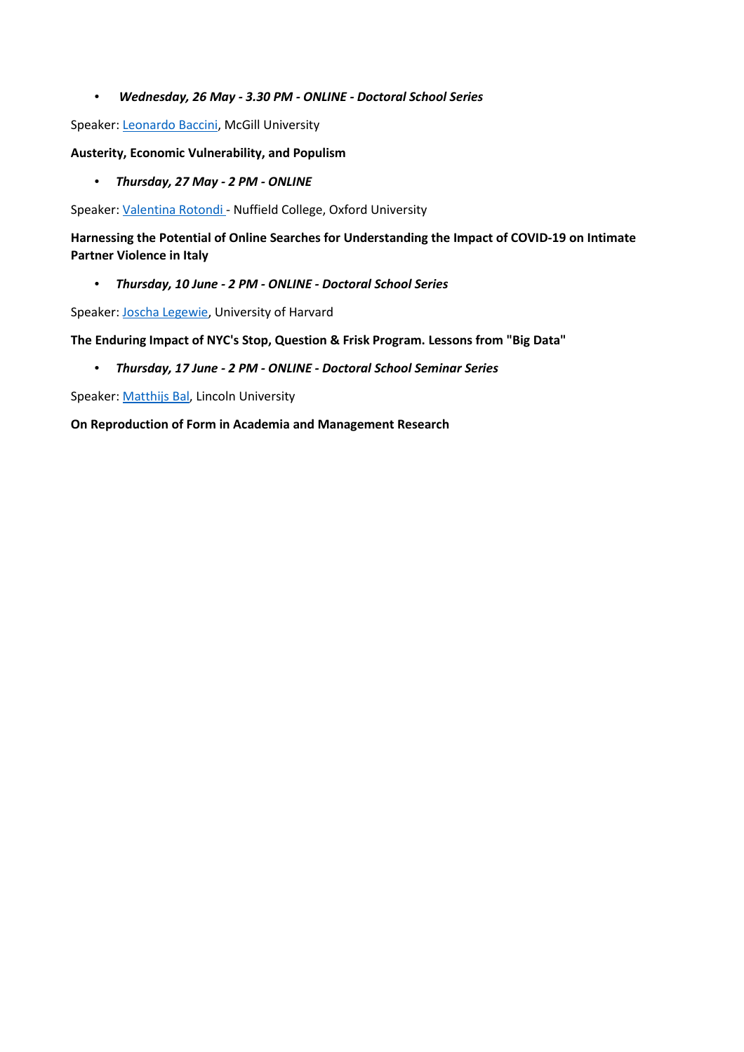- ***Wednesday, 26 May - 3.30 PM - ONLINE - Doctoral School Series***

Speaker: Leonardo Baccini, McGill University

**Austerity, Economic Vulnerability, and Populism**

- ***Thursday, 27 May - 2 PM - ONLINE***

Speaker: Valentina Rotondi - Nuffield College, Oxford University

**Harnessing the Potential of Online Searches for Understanding the Impact of COVID-19 on Intimate Partner Violence in Italy**

- ***Thursday, 10 June - 2 PM - ONLINE - Doctoral School Series***

Speaker: Joscha Legewie, University of Harvard

**The Enduring Impact of NYC's Stop, Question & Frisk Program. Lessons from "Big Data"**

- ***Thursday, 17 June - 2 PM - ONLINE - Doctoral School Seminar Series***

Speaker: Matthijs Bal, Lincoln University

**On Reproduction of Form in Academia and Management Research**